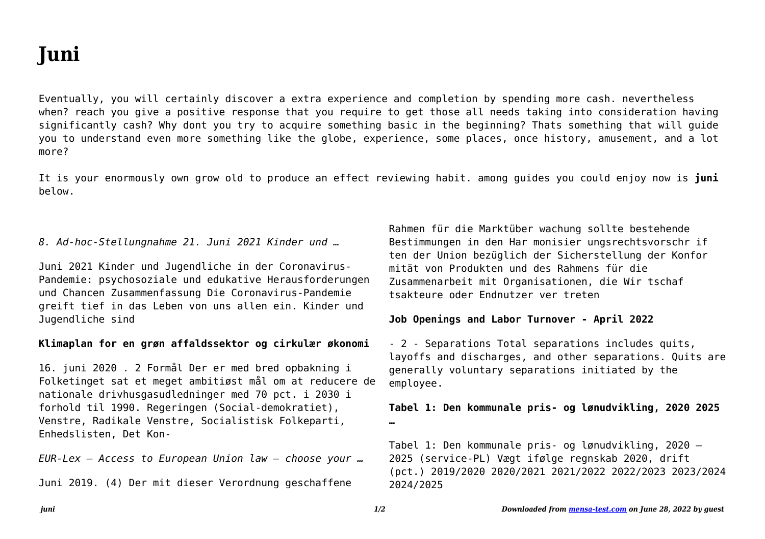# Juni

Eventually, you will certainly discover a extra experience and completion by spending more cash. nevertheless when? reach you give a positive response that you require to get those all needs taking into consideration having significantly cash? Why dont you try to acquire something basic in the beginning? Thats something that will guide you to understand even more something like the globe, experience, some places, once history, amusement, and a lot more?

It is your enormously own grow old to produce an effect reviewing habit. among guides you could enjoy now is **juni** below.

*8. Ad-hoc-Stellungnahme 21. Juni 2021 Kinder und …*

Juni 2021 Kinder und Jugendliche in der Coronavirus-Pandemie: psychosoziale und edukative Herausforderungen und Chancen Zusammenfassung Die Coronavirus-Pandemie greift tief in das Leben von uns allen ein. Kinder und Jugendliche sind

**Klimaplan for en grøn affaldssektor og cirkulær økonomi**

16. juni 2020 . 2 Formål Der er med bred opbakning i Folketinget sat et meget ambitiøst mål om at reducere de nationale drivhusgasudledninger med 70 pct. i 2030 i forhold til 1990. Regeringen (Social-demokratiet), Venstre, Radikale Venstre, Socialistisk Folkeparti, Enhedslisten, Det Kon-

*EUR-Lex — Access to European Union law — choose your …*

Juni 2019. (4) Der mit dieser Verordnung geschaffene Rahmen für die Marktüber wachung sollte bestehende Bestimmungen in den Har monisier ungsrechtsvorschr if ten der Union bezüglich der Sicherstellung der Konfor mität von Produkten und des Rahmens für die Zusammenarbeit mit Organisationen, die Wir tschaf tsakteure oder Endnutzer ver treten

**Job Openings and Labor Turnover - April 2022**

- 2 - Separations Total separations includes quits, layoffs and discharges, and other separations. Quits are generally voluntary separations initiated by the employee.

**Tabel 1: Den kommunale pris- og lønudvikling, 2020 2025 …**

Tabel 1: Den kommunale pris- og lønudvikling, 2020 – 2025 (service-PL) Vægt ifølge regnskab 2020, drift (pct.) 2019/2020 2020/2021 2021/2022 2022/2023 2023/2024 2024/2025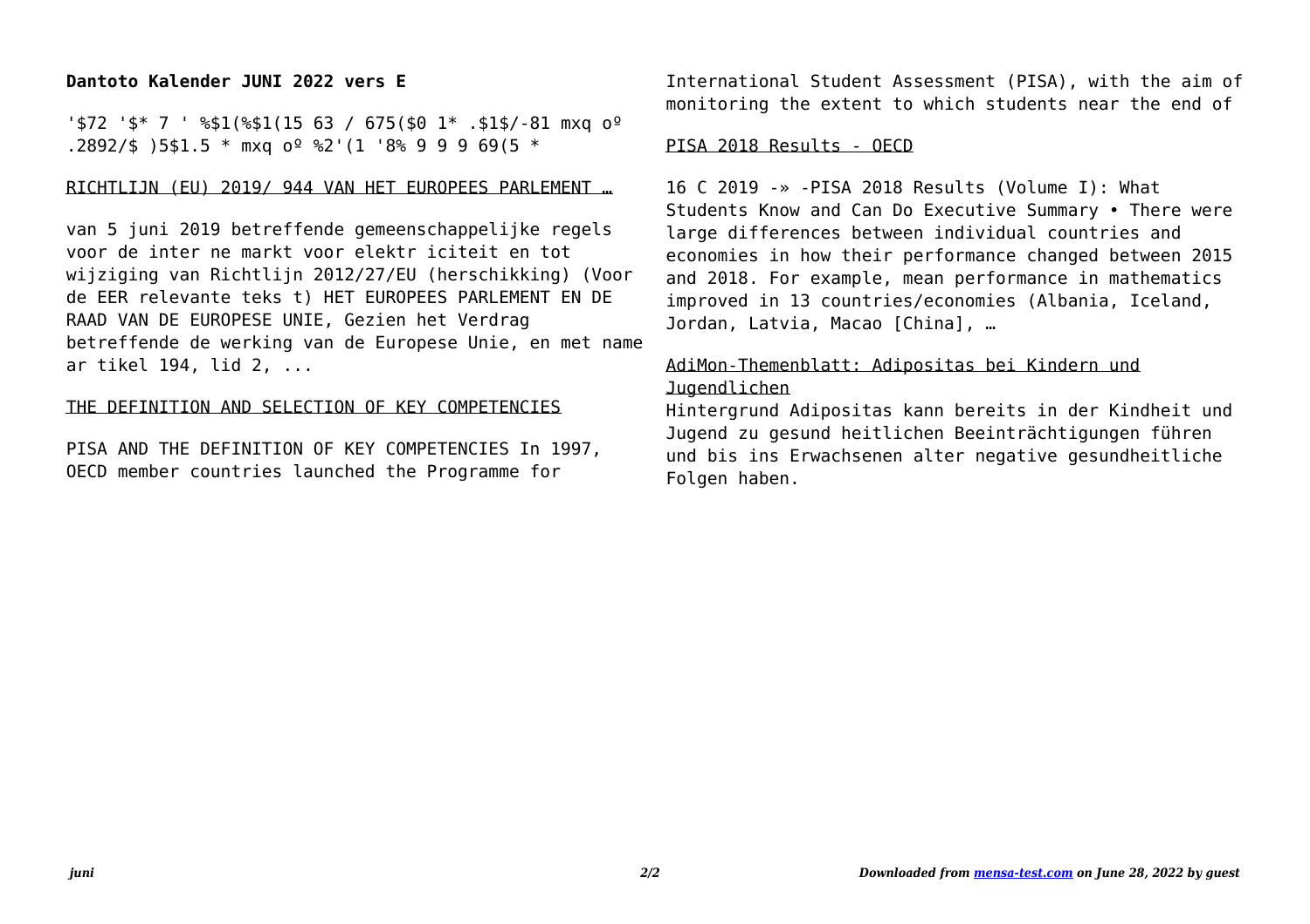**Dantoto Kalender JUNI 2022 vers E**

'$72 '$* 7 ' %$1(%$1(15 63 / 675($0 1* .$1$/-81 mxq oº .2892/$ )5$1.5 * mxq oº %2'(1 '8% 9 9 9 69(5 *

RICHTLIJN (EU) 2019/ 944 VAN HET EUROPEES PARLEMENT …

van 5 juni 2019 betreffende gemeenschappelijke regels voor de inter ne markt voor elektr iciteit en tot wijziging van Richtlijn 2012/27/EU (herschikking) (Voor de EER relevante teks t) HET EUROPEES PARLEMENT EN DE RAAD VAN DE EUROPESE UNIE, Gezien het Verdrag betreffende de werking van de Europese Unie, en met name ar tikel 194, lid 2, ...

THE DEFINITION AND SELECTION OF KEY COMPETENCIES

PISA AND THE DEFINITION OF KEY COMPETENCIES In 1997, OECD member countries launched the Programme for International Student Assessment (PISA), with the aim of monitoring the extent to which students near the end of

PISA 2018 Results - OECD

16 C 2019 -» -PISA 2018 Results (Volume I): What Students Know and Can Do Executive Summary • There were large differences between individual countries and economies in how their performance changed between 2015 and 2018. For example, mean performance in mathematics improved in 13 countries/economies (Albania, Iceland, Jordan, Latvia, Macao [China], …

AdiMon-Themenblatt: Adipositas bei Kindern und Jugendlichen

Hintergrund Adipositas kann bereits in der Kindheit und Jugend zu gesund heitlichen Beeinträchtigungen führen und bis ins Erwachsenen alter negative gesundheitliche Folgen haben.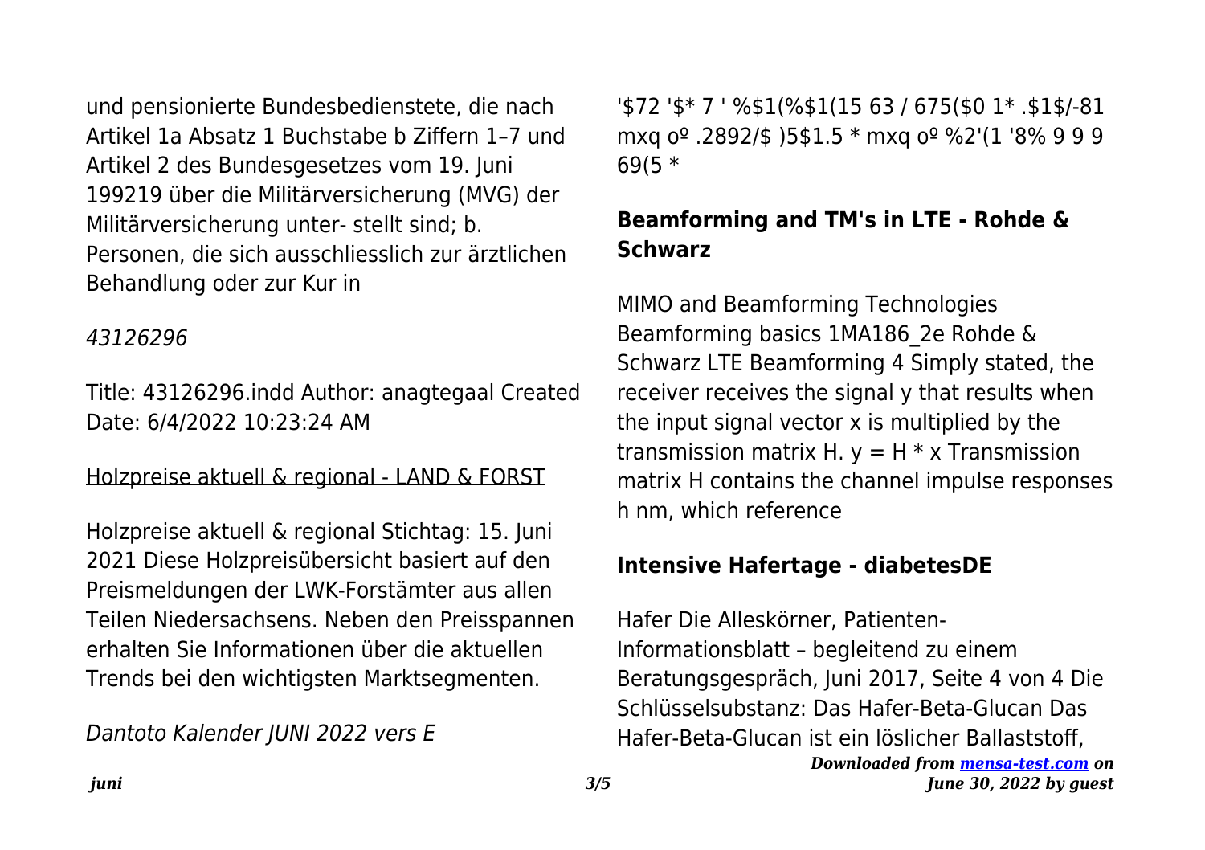und pensionierte Bundesbedienstete, die nach Artikel 1a Absatz 1 Buchstabe b Ziffern 1–7 und Artikel 2 des Bundesgesetzes vom 19. Juni 199219 über die Militärversicherung (MVG) der Militärversicherung unter- stellt sind; b. Personen, die sich ausschliesslich zur ärztlichen Behandlung oder zur Kur in

*43126296*

Title: 43126296.indd Author: anagtegaal Created Date: 6/4/2022 10:23:24 AM

Holzpreise aktuell & regional - LAND & FORST

Holzpreise aktuell & regional Stichtag: 15. Juni 2021 Diese Holzpreisübersicht basiert auf den Preismeldungen der LWK-Forstämter aus allen Teilen Niedersachsens. Neben den Preisspannen erhalten Sie Informationen über die aktuellen Trends bei den wichtigsten Marktsegmenten.

*Dantoto Kalender JUNI 2022 vers E*

'$72 '$* 7 ' %$1(%$1(15 63 / 675($0 1* .$1$/-81 mxq oº .2892/$ )5$1.5 * mxq oº %2'(1 '8% 9 9 9 69(5 *

### Beamforming and TM's in LTE - Rohde & Schwarz

MIMO and Beamforming Technologies Beamforming basics 1MA186_2e Rohde & Schwarz LTE Beamforming 4 Simply stated, the receiver receives the signal y that results when the input signal vector x is multiplied by the transmission matrix H. $y = H * x$ Transmission matrix H contains the channel impulse responses h nm, which reference

### Intensive Hafertage - diabetesDE

Hafer Die Alleskörner, Patienten-Informationsblatt – begleitend zu einem Beratungsgespräch, Juni 2017, Seite 4 von 4 Die Schlüsselsubstanz: Das Hafer-Beta-Glucan Das Hafer-Beta-Glucan ist ein löslicher Ballaststoff,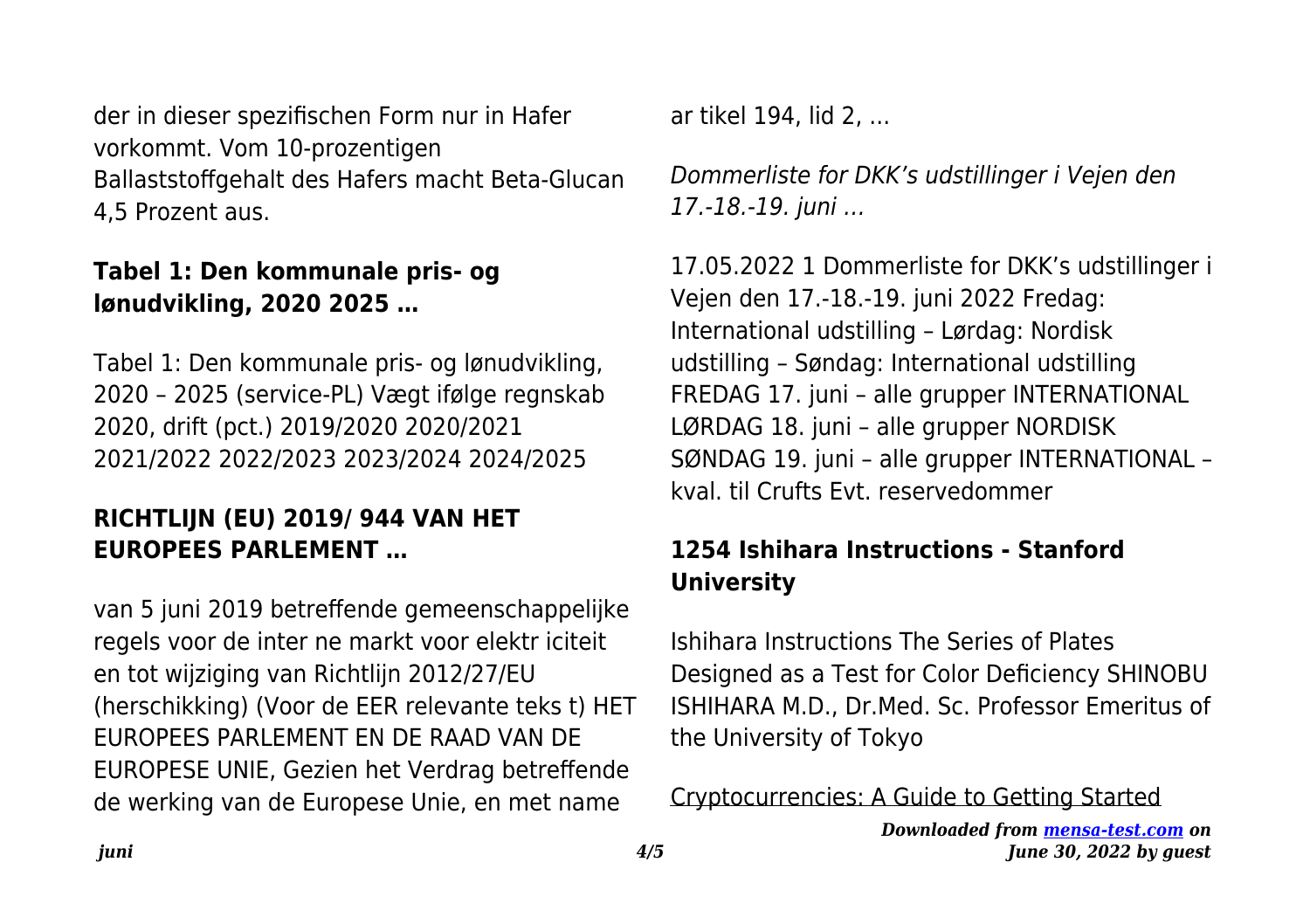der in dieser spezifischen Form nur in Hafer vorkommt. Vom 10-prozentigen Ballaststoffgehalt des Hafers macht Beta-Glucan 4,5 Prozent aus.

## Tabel 1: Den kommunale pris- og lønudvikling, 2020 2025 …

Tabel 1: Den kommunale pris- og lønudvikling, 2020 – 2025 (service-PL) Vægt ifølge regnskab 2020, drift (pct.) 2019/2020 2020/2021 2021/2022 2022/2023 2023/2024 2024/2025

## RICHTLIJN (EU) 2019/ 944 VAN HET EUROPEES PARLEMENT …

van 5 juni 2019 betreffende gemeenschappelijke regels voor de inter ne markt voor elektr iciteit en tot wijziging van Richtlijn 2012/27/EU (herschikking) (Voor de EER relevante teks t) HET EUROPEES PARLEMENT EN DE RAAD VAN DE EUROPESE UNIE, Gezien het Verdrag betreffende de werking van de Europese Unie, en met name ar tikel 194, lid 2, ...

*Dommerliste for DKK's udstillinger i Vejen den 17.-18.-19. juni …*

17.05.2022 1 Dommerliste for DKK's udstillinger i Vejen den 17.-18.-19. juni 2022 Fredag: International udstilling – Lørdag: Nordisk udstilling – Søndag: International udstilling FREDAG 17. juni – alle grupper INTERNATIONAL LØRDAG 18. juni – alle grupper NORDISK SØNDAG 19. juni – alle grupper INTERNATIONAL – kval. til Crufts Evt. reservedommer

## 1254 Ishihara Instructions - Stanford University

Ishihara Instructions The Series of Plates Designed as a Test for Color Deficiency SHINOBU ISHIHARA M.D., Dr.Med. Sc. Professor Emeritus of the University of Tokyo

Cryptocurrencies: A Guide to Getting Started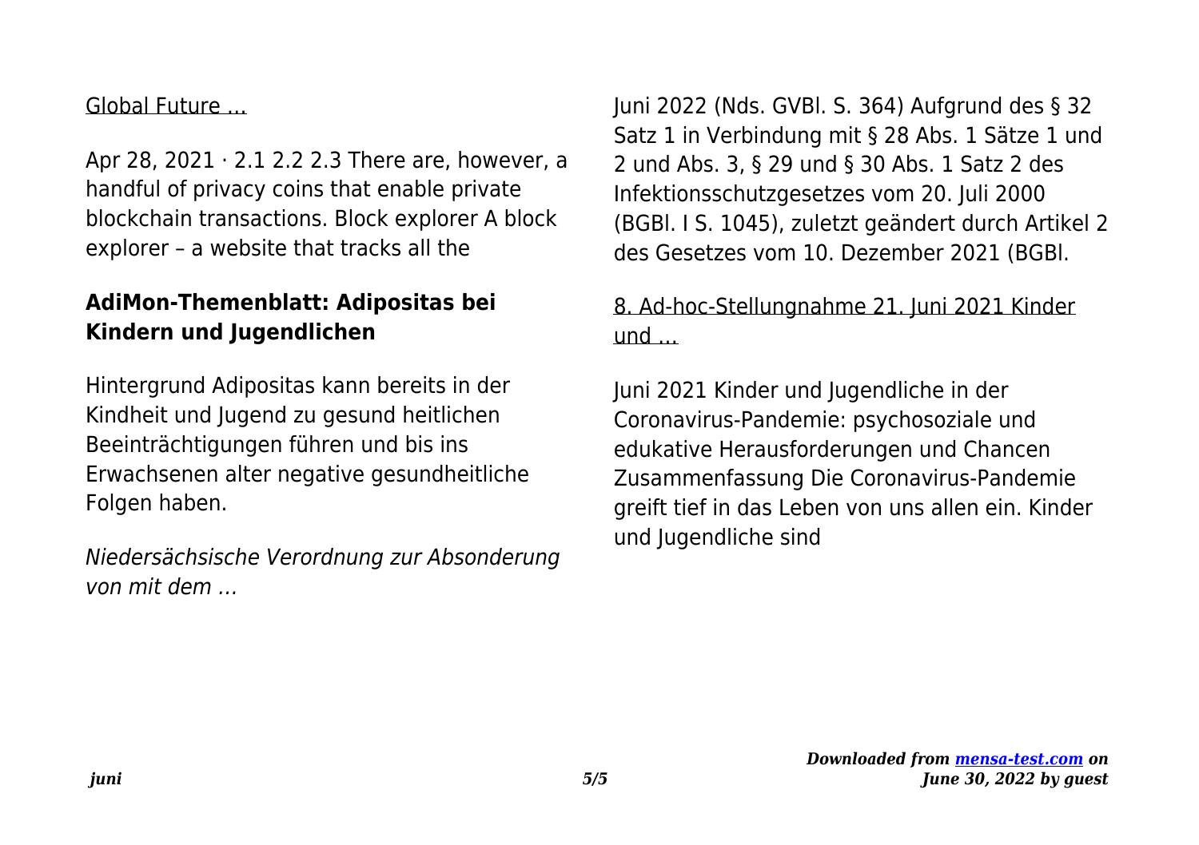Global Future …

Apr 28, 2021 · 2.1 2.2 2.3 There are, however, a handful of privacy coins that enable private blockchain transactions. Block explorer A block explorer – a website that tracks all the

**AdiMon-Themenblatt: Adipositas bei Kindern und Jugendlichen**

Hintergrund Adipositas kann bereits in der Kindheit und Jugend zu gesund heitlichen Beeinträchtigungen führen und bis ins Erwachsenen alter negative gesundheitliche Folgen haben.

*Niedersächsische Verordnung zur Absonderung von mit dem …*

Juni 2022 (Nds. GVBl. S. 364) Aufgrund des § 32 Satz 1 in Verbindung mit § 28 Abs. 1 Sätze 1 und 2 und Abs. 3, § 29 und § 30 Abs. 1 Satz 2 des Infektionsschutzgesetzes vom 20. Juli 2000 (BGBl. I S. 1045), zuletzt geändert durch Artikel 2 des Gesetzes vom 10. Dezember 2021 (BGBl.

8. Ad-hoc-Stellungnahme 21. Juni 2021 Kinder und …

Juni 2021 Kinder und Jugendliche in der Coronavirus-Pandemie: psychosoziale und edukative Herausforderungen und Chancen Zusammenfassung Die Coronavirus-Pandemie greift tief in das Leben von uns allen ein. Kinder und Jugendliche sind

*Downloaded from mensa-test.com on June 30, 2022 by guest*